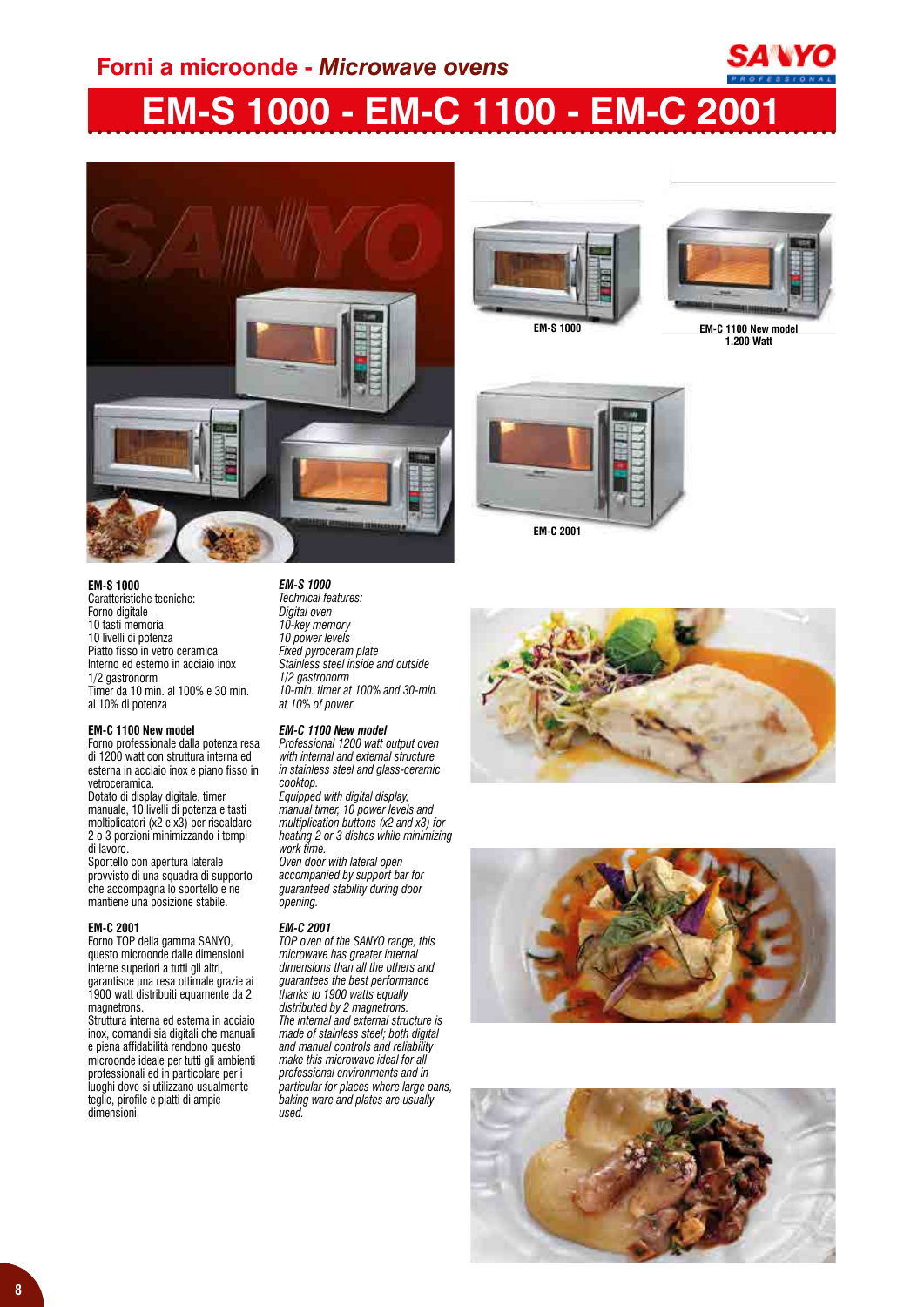## Forni a microonde - *Microwave ovens*

# EM-S 1000 - EM-C 1100 - EM-C 2001

EM-S 1000

EM-C 1100 New model
1.200 Watt

EM-C 2001

**EM-S 1000**
Caratteristiche tecniche:
Forno digitale
10 tasti memoria
10 livelli di potenza
Piatto fisso in vetro ceramica
Interno ed esterno in acciaio inox
1/2 gastronorm
Timer da 10 min. al 100% e 30 min. al 10% di potenza

**EM-C 1100 New model**
Forno professionale dalla potenza resa di 1200 watt con struttura interna ed esterna in acciaio inox e piano fisso in vetroceramica.
Dotato di display digitale, timer manuale, 10 livelli di potenza e tasti moltiplicatori (x2 e x3) per riscaldare 2 o 3 porzioni minimizzando i tempi di lavoro.
Sportello con apertura laterale provvisto di una squadra di supporto che accompagna lo sportello e ne mantiene una posizione stabile.

**EM-C 2001**
Forno TOP della gamma SANYO, questo microonde dalle dimensioni interne superiori a tutti gli altri, garantisce una resa ottimale grazie ai 1900 watt distribuiti equamente da 2 magnetrons.
Struttura interna ed esterna in acciaio inox, comandi sia digitali che manuali e piena affidabilità rendono questo microonde ideale per tutti gli ambienti professionali ed in particolare per i luoghi dove si utilizzano usualmente teglie, pirofile e piatti di ampie dimensioni.

***EM-S 1000***
*Technical features:*
*Digital oven*
*10-key memory*
*10 power levels*
*Fixed pyroceram plate*
*Stainless steel inside and outside*
*1/2 gastronorm*
*10-min. timer at 100% and 30-min. at 10% of power*

***EM-C 1100 New model***
*Professional 1200 watt output oven with internal and external structure in stainless steel and glass-ceramic cooktop.*
*Equipped with digital display, manual timer, 10 power levels and multiplication buttons (x2 and x3) for heating 2 or 3 dishes while minimizing work time.*
*Oven door with lateral open accompanied by support bar for guaranteed stability during door opening.*

***EM-C 2001***
*TOP oven of the SANYO range, this microwave has greater internal dimensions than all the others and guarantees the best performance thanks to 1900 watts equally distributed by 2 magnetrons.*
*The internal and external structure is made of stainless steel; both digital and manual controls and reliability make this microwave ideal for all professional environments and in particular for places where large pans, baking ware and plates are usually used.*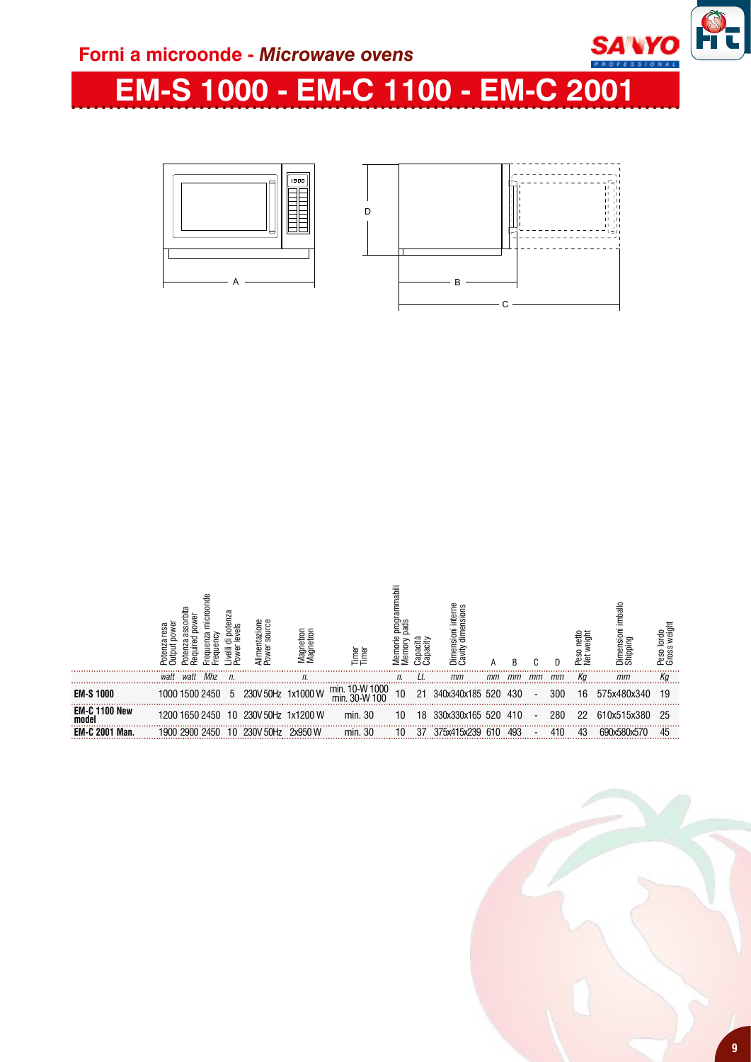**Forni a microonde - *Microwave ovens***

# EM-S 1000 - EM-C 1100 - EM-C 2001

A

D

B

C

| | Potenza resa / Output power | Potenza assorbita / Required power | Frequenza microonde / Frequency | Livelli di potenza / Power levels | Alimentazione / Power source | Magnetron / Magnetron | Timer / Timer | Memorie programmabili / Memory pads | Capacità / Capacity | Dimensioni interne / Cavity dimensions | A | B | C | D | Peso netto / Net weight | Dimensioni imballo / Shipping | Peso lordo / Gross weight |
|---|---|---|---|---|---|---|---|---|---|---|---|---|---|---|---|---|---|
| | *watt* | *watt* | *Mhz* | *n.* | | *n.* | | *n.* | *Lt.* | *mm* | *mm* | *mm* | *mm* | *mm* | *Kg* | *mm* | *Kg* |
| **EM-S 1000** | 1000 | 1500 | 2450 | 5 | 230V 50Hz | 1x1000 W | min. 10-W 1000 min. 30-W 100 | 10 | 21 | 340x340x185 | 520 | 430 | - | 300 | 16 | 575x480x340 | 19 |
| **EM-C 1100 New model** | 1200 | 1650 | 2450 | 10 | 230V 50Hz | 1x1200 W | min. 30 | 10 | 18 | 330x330x165 | 520 | 410 | - | 280 | 22 | 610x515x380 | 25 |
| **EM-C 2001 Man.** | 1900 | 2900 | 2450 | 10 | 230V 50Hz | 2x950 W | min. 30 | 10 | 37 | 375x415x239 | 610 | 493 | - | 410 | 43 | 690x580x570 | 45 |